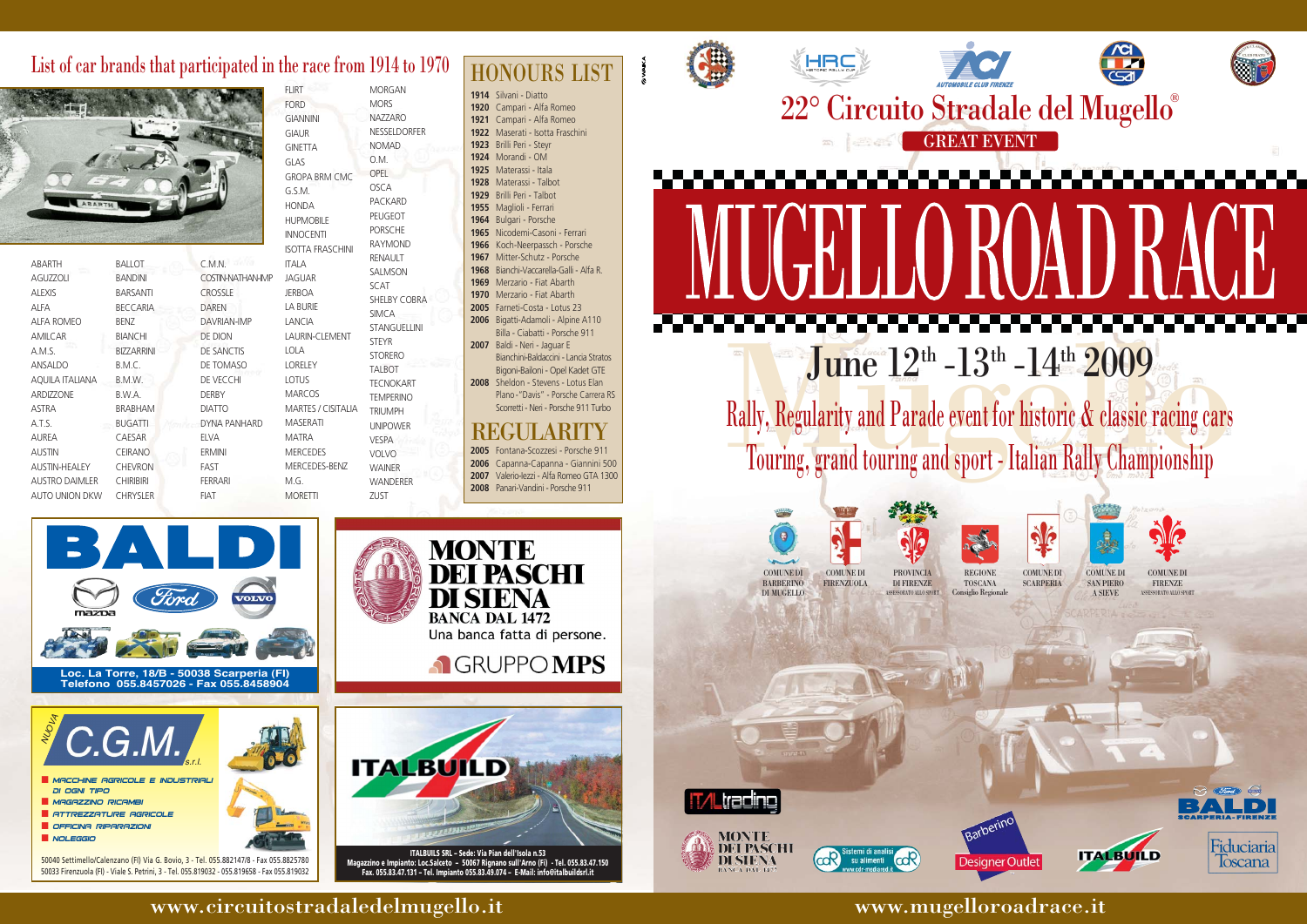## List of car brands that participated in the race from 1914 to 1970

ABARTH
AGUZZOLI
ALEXIS
ALFA
ALFA ROMEO
AMILCAR
A.M.S.
ANSALDO
AQUILA ITALIANA
ARDIZZONE
ASTRA
A.T.S.
AUREA
AUSTIN
AUSTIN-HEALEY
AUSTRO DAIMLER
AUTO UNION DKW
BALLOT
BANDINI
BARSANTI
BECCARIA
BENZ
BIANCHI
BIZZARRINI
B.M.C.
B.M.W.
B.W.A.
BRABHAM
BUGATTI
CAESAR
CEIRANO
CHEVRON
CHIRIBIRI
CHRYSLER
C.M.N.
COSTIN-NATHAN-IMP
CROSSLE
DAREN
DAVRIAN-IMP
DE DION
DE SANCTIS
DE TOMASO
DE VECCHI
DERBY
DIATTO
DYNA PANHARD
ELVA
ERMINI
FAST
FERRARI
FIAT
FLIRT
FORD
GIANNINI
GIAUR
GINETTA
GLAS
GROPA BRM CMC
G.S.M.
HONDA
HUPMOBILE
INNOCENTI
ISOTTA FRASCHINI
ITALA
JAGUAR
JERBOA
LA BURIE
LANCIA
LAURIN-CLEMENT
LOLA
LORELEY
LOTUS
MARCOS
MARTES / CISITALIA
MASERATI
MATRA
MERCEDES
MERCEDES-BENZ
M.G.
MORETTI
MORGAN
MORS
NAZZARO
NESSELDORFER
NOMAD
O.M.
OPEL
OSCA
PACKARD
PEUGEOT
PORSCHE
RAYMOND
RENAULT
SALMSON
SCAT
SHELBY COBRA
SIMCA
STANGUELLINI
STEYR
STORERO
TALBOT
TECNOKART
TEMPERINO
TRIUMPH
UNIPOWER
VESPA
VOLVO
WAINER
WANDERER
ZUST

## HONOURS LIST

**1914** Silvani - Diatto
**1920** Campari - Alfa Romeo
**1921** Campari - Alfa Romeo
**1922** Maserati - Isotta Fraschini
**1923** Brilli Peri - Steyr
**1924** Morandi - OM
**1925** Materassi - Itala
**1928** Materassi - Talbot
**1929** Brilli Peri - Talbot
**1955** Maglioli - Ferrari
**1964** Bulgari - Porsche
**1965** Nicodemi-Casoni - Ferrari
**1966** Koch-Neerpassch - Porsche
**1967** Mitter-Schutz - Porsche
**1968** Bianchi-Vaccarella-Galli - Alfa R.
**1969** Merzario - Fiat Abarth
**1970** Merzario - Fiat Abarth
**2005** Farneti-Costa - Lotus 23
**2006** Bigatti-Adamoli - Alpine A110
Billa - Ciabatti - Porsche 911
**2007** Baldi - Neri - Jaguar E
Bianchini-Baldaccini - Lancia Stratos
Bigoni-Balloni - Opel Kadet GTE
**2008** Sheldon - Stevens - Lotus Elan
Plano-"Davis" - Porsche Carrera RS
Scorretti - Neri - Porsche 911 Turbo

## REGULARITY

**2005** Fontana-Scozzesi - Porsche 911
**2006** Capanna-Capanna - Giannini 500
**2007** Valerio-Iezzi - Alfa Romeo GTA 1300
**2008** Panari-Vandini - Porsche 911

**BALDI**
Loc. La Torre, 18/B - 50038 Scarperia (FI)
Telefono 055.8457026 - Fax 055.8458904

**MONTE DEI PASCHI DI SIENA**
BANCA DAL 1472
Una banca fatta di persone.
GRUPPO MPS

NUOVA **C.G.M.** s.r.l.

- MACCHINE AGRICOLE E INDUSTRIALI DI OGNI TIPO
- MAGAZZINO RICAMBI
- ATTREZZATURE AGRICOLE
- OFFICINA RIPARAZIONI
- NOLEGGIO

50040 Settimello/Calenzano (FI) Via G. Bovio, 3 - Tel. 055.8821478 - Fax 055.8825780
50033 Firenzuola (FI) - Viale S. Petrini, 3 - Tel. 055.819032 - 055.819658 - Fax 055.819032

**ITALBUILD**
ITALBUILS SRL – Sede: Via Pian dell'Isola n.53
Magazzino e Impianto: Loc.Salceto – 50067 Rignano sull'Arno (FI) - Tel. 055.83.47.150
Fax. 055.83.47.131 – Tel. Impianto 055.83.49.074 – E-Mail: info@italbuildsrl.it

# 22° Circuito Stradale del Mugello®

GREAT EVENT

# MUGELLO ROAD RACE

## June 12th -13th -14th 2009

Rally, Regularity and Parade event for historic & classic racing cars
Touring, grand touring and sport - Italian Rally Championship

COMUNE DI BARBERINO DI MUGELLO · COMUNE DI FIRENZUOLA · PROVINCIA DI FIRENZE ASSESSORATO ALLO SPORT · REGIONE TOSCANA Consiglio Regionale · COMUNE DI SCARPERIA · COMUNE DI SAN PIERO A SIEVE · COMUNE DI FIRENZE ASSESSORATO ALLO SPORT

ITALtrading · MONTE DEI PASCHI DI SIENA BANCA DAL 1472 · CdR Sistemi di analisi su alimenti www.cdr-mediared.it · Barberino Designer Outlet · ITALBUILD · BALDI SCARPERIA-FIRENZE · Fiduciaria Toscana

www.circuitostradaledelmugello.it

www.mugelloroadrace.it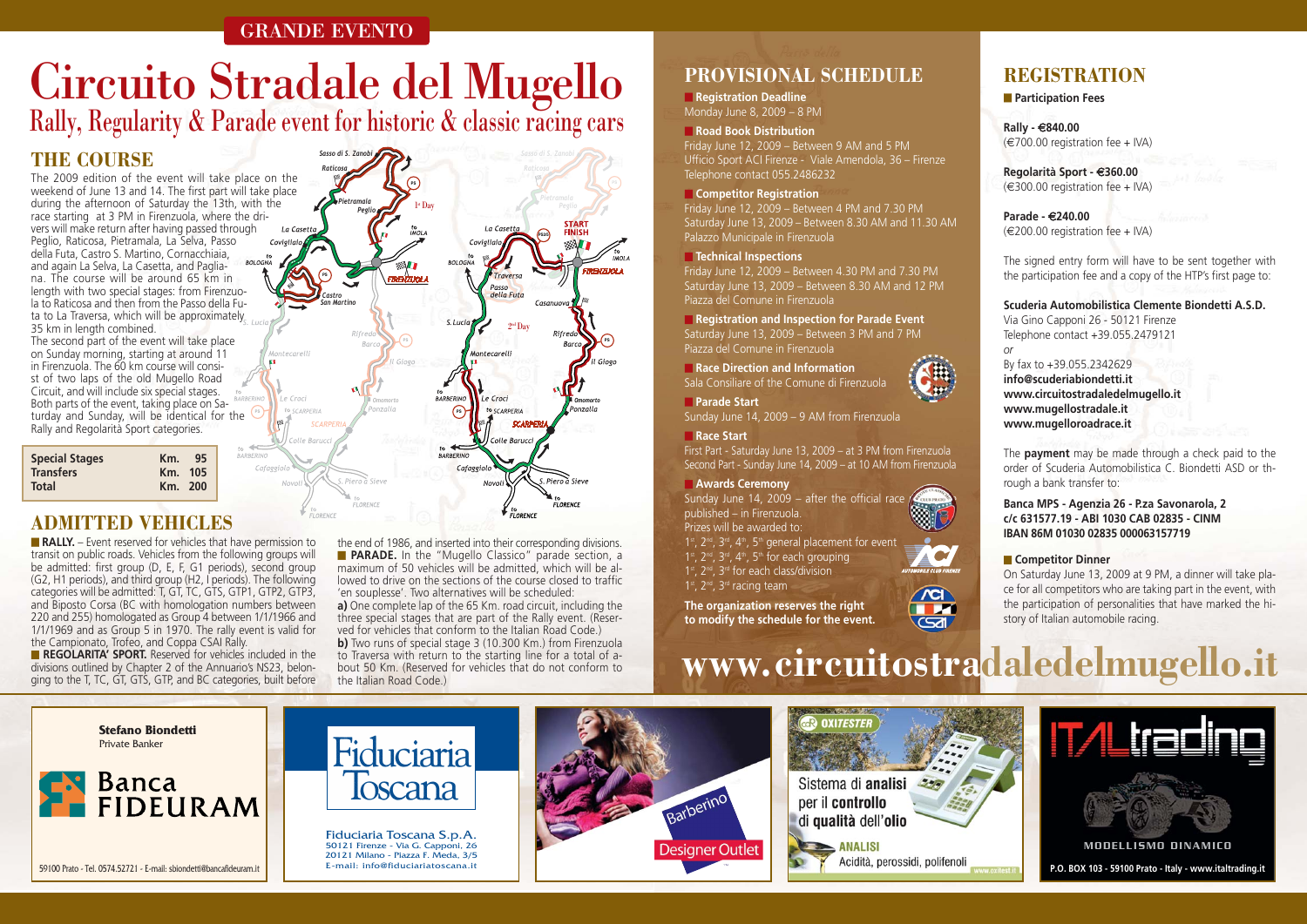GRANDE EVENTO

# Circuito Stradale del Mugello

## Rally, Regularity & Parade event for historic & classic racing cars

## THE COURSE

The 2009 edition of the event will take place on the weekend of June 13 and 14. The first part will take place during the afternoon of Saturday the 13th, with the race starting at 3 PM in Firenzuola, where the drivers will make return after having passed through Peglio, Raticosa, Pietramala, La Selva, Passo della Futa, Castro S. Martino, Cornacchiaia, and again La Selva, La Casetta, and Paglia-na. The course will be around 65 km in length with two special stages: from Firenzuola to Raticosa and then from the Passo della Futa to La Traversa, which will be approximately 35 km in length combined.

The second part of the event will take place on Sunday morning, starting at around 11 in Firenzuola. The 60 km course will consist of two laps of the old Mugello Road Circuit, and will include six special stages. Both parts of the event, taking place on Saturday and Sunday, will be identical for the Rally and Regolarità Sport categories.

| | | |
|---|---|---|
| **Special Stages** | **Km.** | **95** |
| **Transfers** | **Km.** | **105** |
| **Total** | **Km.** | **200** |

## ADMITTED VEHICLES

**RALLY.** – Event reserved for vehicles that have permission to transit on public roads. Vehicles from the following groups will be admitted: first group (D, E, F, G1 periods), second group (G2, H1 periods), and third group (H2, I periods). The following categories will be admitted: T, GT, TC, GTS, GTP1, GTP2, GTP3, and Biposto Corsa (BC with homologation numbers between 220 and 255) homologated as Group 4 between 1/1/1966 and 1/1/1969 and as Group 5 in 1970. The rally event is valid for the Campionato, Trofeo, and Coppa CSAI Rally.

**REGOLARITA' SPORT.** Reserved for vehicles included in the divisions outlined by Chapter 2 of the Annuario's NS23, belonging to the T, TC, GT, GTS, GTP, and BC categories, built before the end of 1986, and inserted into their corresponding divisions.

**PARADE.** In the "Mugello Classico" parade section, a maximum of 50 vehicles will be admitted, which will be allowed to drive on the sections of the course closed to traffic 'en souplesse'. Two alternatives will be scheduled:

**a)** One complete lap of the 65 Km. road circuit, including the three special stages that are part of the Rally event. (Reserved for vehicles that conform to the Italian Road Code.)

**b)** Two runs of special stage 3 (10.300 Km.) from Firenzuola to Traversa with return to the starting line for a total of about 50 Km. (Reserved for vehicles that do not conform to the Italian Road Code.)

## PROVISIONAL SCHEDULE

**Registration Deadline**
Monday June 8, 2009 – 8 PM

**Road Book Distribution**
Friday June 12, 2009 – Between 9 AM and 5 PM
Ufficio Sport ACI Firenze - Viale Amendola, 36 – Firenze
Telephone contact 055.2486232

**Competitor Registration**
Friday June 12, 2009 – Between 4 PM and 7.30 PM
Saturday June 13, 2009 – Between 8.30 AM and 11.30 AM
Palazzo Municipale in Firenzuola

**Technical Inspections**
Friday June 12, 2009 – Between 4.30 PM and 7.30 PM
Saturday June 13, 2009 – Between 8.30 AM and 12 PM
Piazza del Comune in Firenzuola

**Registration and Inspection for Parade Event**
Saturday June 13, 2009 – Between 3 PM and 7 PM
Piazza del Comune in Firenzuola

**Race Direction and Information**
Sala Consiliare of the Comune di Firenzuola

**Parade Start**
Sunday June 14, 2009 – 9 AM from Firenzuola

**Race Start**
First Part - Saturday June 13, 2009 – at 3 PM from Firenzuola
Second Part - Sunday June 14, 2009 – at 10 AM from Firenzuola

**Awards Ceremony**
Sunday June 14, 2009 – after the official race published – in Firenzuola.
Prizes will be awarded to:
1st, 2nd, 3rd, 4th, 5th general placement for event
1st, 2nd, 3rd, 4th, 5th for each grouping
1st, 2nd, 3rd for each class/division
1st, 2nd, 3rd racing team

**The organization reserves the right to modify the schedule for the event.**

## REGISTRATION

**Participation Fees**

**Rally - €840.00**
(€700.00 registration fee + IVA)

**Regolarità Sport - €360.00**
(€300.00 registration fee + IVA)

**Parade - €240.00**
(€200.00 registration fee + IVA)

The signed entry form will have to be sent together with the participation fee and a copy of the HTP's first page to:

**Scuderia Automobilistica Clemente Biondetti A.S.D.**
Via Gino Capponi 26 - 50121 Firenze
Telephone contact +39.055.2479121
*or*
By fax to +39.055.2342629
**info@scuderiabiondetti.it**
**www.circuitostradaledelmugello.it**
**www.mugellostradale.it**
**www.mugelloroadrace.it**

The **payment** may be made through a check paid to the order of Scuderia Automobilistica C. Biondetti ASD or through a bank transfer to:

**Banca MPS - Agenzia 26 - P.za Savonarola, 2**
**c/c 631577.19 - ABI 1030 CAB 02835 - CINM**
**IBAN 86M 01030 02835 000063157719**

**Competitor Dinner**
On Saturday June 13, 2009 at 9 PM, a dinner will take place for all competitors who are taking part in the event, with the participation of personalities that have marked the history of Italian automobile racing.

**www.circuitostradaledelmugello.it**

**Stefano Biondetti**
Private Banker
Banca FIDEURAM
59100 Prato - Tel. 0574.52721 - E-mail: sbiondetti@bancafideuram.it

Fiduciaria Toscana
Fiduciaria Toscana S.p.A.
50121 Firenze - Via G. Capponi, 26
20121 Milano - Piazza F. Meda, 3/5
E-mail: info@fiduciariatoscana.it

Barberino Designer Outlet

OXITESTER
Sistema di **analisi** per il **controllo** di **qualità dell'olio**
ANALISI
Acidità, perossidi, polifenoli
www.oxitest.it

ITALtrading
MODELLISMO DINAMICO
P.O. BOX 103 - 59100 Prato - Italy - www.italtrading.it